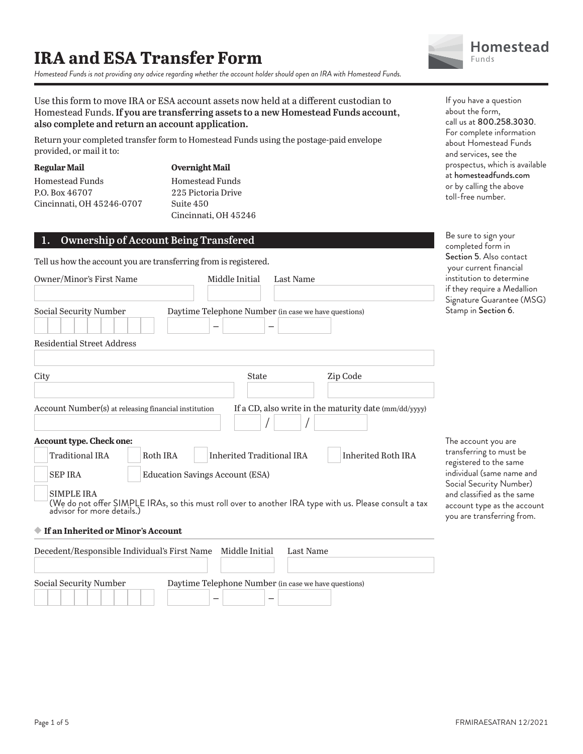# IRA and ESA Transfer Form

Homestead Funds

*Homestead Funds is not providing any advice regarding whether the account holder should open an IRA with Homestead Funds.*

Use this form to move IRA or ESA account assets now held at a different custodian to Homestead Funds. **If you are transferring assets to a new Homestead Funds account, also complete and return an account application.**

Return your completed transfer form to Homestead Funds using the postage-paid envelope provided, or mail it to:

**Regular Mail**
Homestead Funds
P.O. Box 46707
Cincinnati, OH 45246-0707

**Overnight Mail**
Homestead Funds
225 Pictoria Drive
Suite 450
Cincinnati, OH 45246

If you have a question about the form, call us at 800.258.3030. For complete information about Homestead Funds and services, see the prospectus, which is available at homesteadfunds.com or by calling the above toll-free number.

Be sure to sign your completed form in Section 5. Also contact your current financial institution to determine if they require a Medallion Signature Guarantee (MSG) Stamp in Section 6.

## 1. Ownership of Account Being Transfered

Tell us how the account you are transferring from is registered.

Owner/Minor's First Name ______ Middle Initial ______ Last Name ______

Social Security Number ______ Daytime Telephone Number (in case we have questions) ______ – ______ – ______

Residential Street Address ______

City ______ State ______ Zip Code ______

Account Number(s) at releasing financial institution ______ If a CD, also write in the maturity date (mm/dd/yyyy) ____ / ____ / ______

**Account type. Check one:**

- ☐ Traditional IRA
- ☐ Roth IRA
- ☐ Inherited Traditional IRA
- ☐ Inherited Roth IRA
- ☐ SEP IRA
- ☐ Education Savings Account (ESA)
- ☐ SIMPLE IRA
  (We do not offer SIMPLE IRAs, so this must roll over to another IRA type with us. Please consult a tax advisor for more details.)

The account you are transferring to must be registered to the same individual (same name and Social Security Number) and classified as the same account type as the account you are transferring from.

### ◆ If an Inherited or Minor's Account

Decedent/Responsible Individual's First Name ______ Middle Initial ______ Last Name ______

Social Security Number ______ Daytime Telephone Number (in case we have questions) ______ – ______ – ______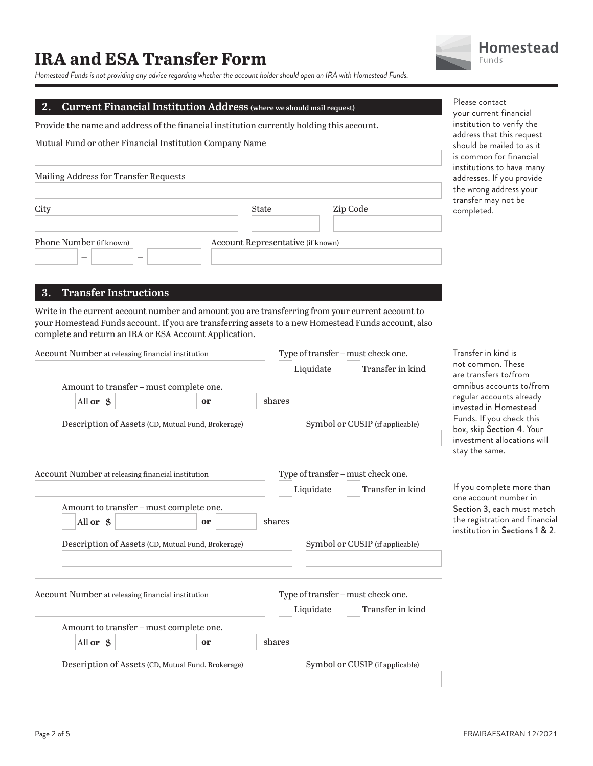# IRA and ESA Transfer Form

*Homestead Funds is not providing any advice regarding whether the account holder should open an IRA with Homestead Funds.*

## 2. Current Financial Institution Address (where we should mail request)

Provide the name and address of the financial institution currently holding this account.

Mutual Fund or other Financial Institution Company Name

Mailing Address for Transfer Requests

City | State | Zip Code

Phone Number (if known) ___ – ___ – ___ | Account Representative (if known)

Please contact your current financial institution to verify the address that this request should be mailed to as it is common for financial institutions to have many addresses. If you provide the wrong address your transfer may not be completed.

## 3. Transfer Instructions

Write in the current account number and amount you are transferring from your current account to your Homestead Funds account. If you are transferring assets to a new Homestead Funds account, also complete and return an IRA or ESA Account Application.

Account Number at releasing financial institution

Type of transfer – must check one. ☐ Liquidate ☐ Transfer in kind

Amount to transfer – must complete one.
☐ All **or** $ ______ **or** ______ shares

Description of Assets (CD, Mutual Fund, Brokerage) | Symbol or CUSIP (if applicable)

---

Account Number at releasing financial institution

Type of transfer – must check one. ☐ Liquidate ☐ Transfer in kind

Amount to transfer – must complete one.
☐ All **or** $ ______ **or** ______ shares

Description of Assets (CD, Mutual Fund, Brokerage) | Symbol or CUSIP (if applicable)

---

Account Number at releasing financial institution

Type of transfer – must check one. ☐ Liquidate ☐ Transfer in kind

Amount to transfer – must complete one.
☐ All **or** $ ______ **or** ______ shares

Description of Assets (CD, Mutual Fund, Brokerage) | Symbol or CUSIP (if applicable)

Transfer in kind is not common. These are transfers to/from omnibus accounts to/from regular accounts already invested in Homestead Funds. If you check this box, skip Section 4. Your investment allocations will stay the same.

If you complete more than one account number in Section 3, each must match the registration and financial institution in Sections 1 & 2.

FRMIRAESATRAN 12/2021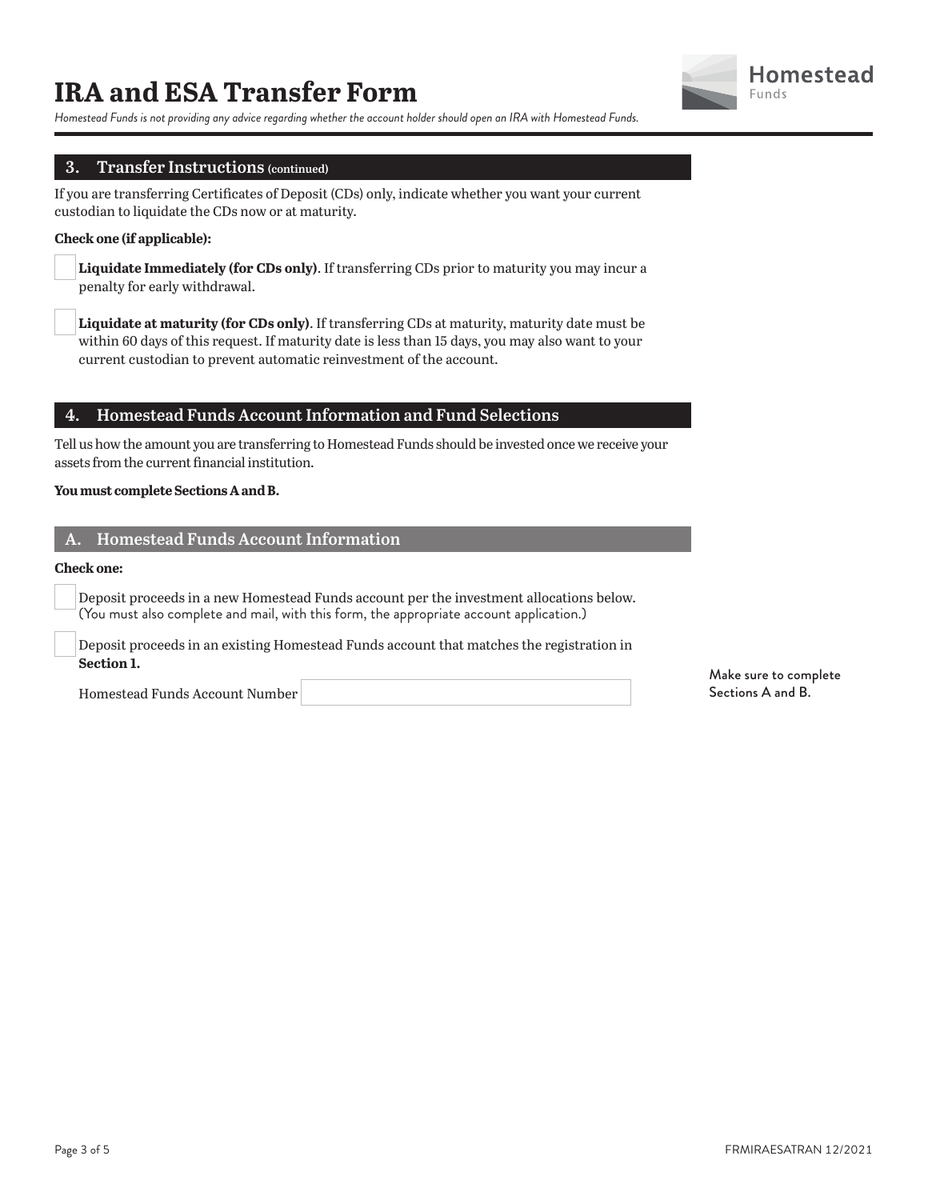# IRA and ESA Transfer Form

*Homestead Funds is not providing any advice regarding whether the account holder should open an IRA with Homestead Funds.*

## 3. Transfer Instructions (continued)

If you are transferring Certificates of Deposit (CDs) only, indicate whether you want your current custodian to liquidate the CDs now or at maturity.

**Check one (if applicable):**

☐ **Liquidate Immediately (for CDs only)**. If transferring CDs prior to maturity you may incur a penalty for early withdrawal.

☐ **Liquidate at maturity (for CDs only)**. If transferring CDs at maturity, maturity date must be within 60 days of this request. If maturity date is less than 15 days, you may also want to your current custodian to prevent automatic reinvestment of the account.

## 4. Homestead Funds Account Information and Fund Selections

Tell us how the amount you are transferring to Homestead Funds should be invested once we receive your assets from the current financial institution.

**You must complete Sections A and B.**

### A. Homestead Funds Account Information

**Check one:**

☐ Deposit proceeds in a new Homestead Funds account per the investment allocations below. (You must also complete and mail, with this form, the appropriate account application.)

☐ Deposit proceeds in an existing Homestead Funds account that matches the registration in **Section 1.**

Homestead Funds Account Number ____________________

Make sure to complete Sections A and B.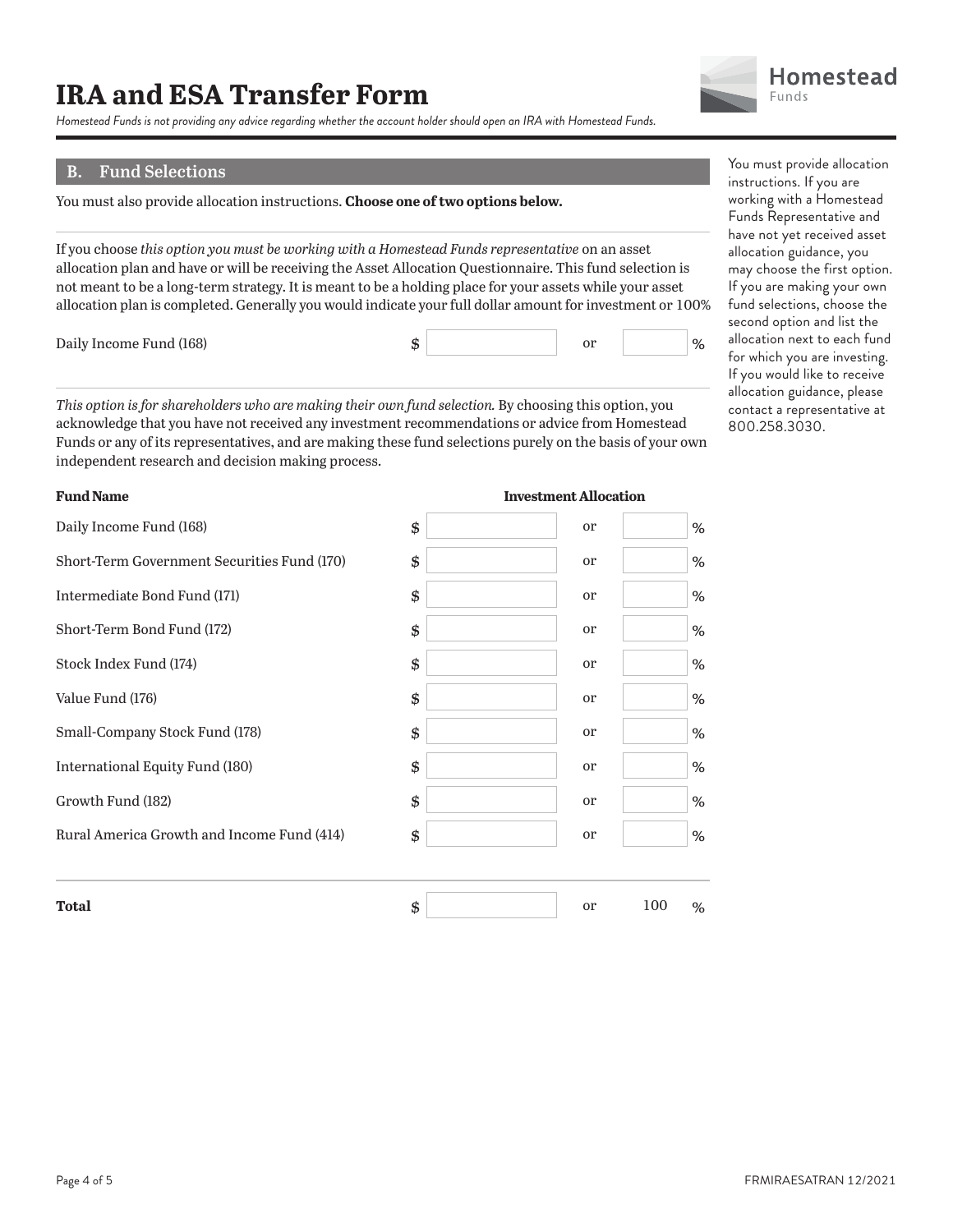# IRA and ESA Transfer Form

*Homestead Funds is not providing any advice regarding whether the account holder should open an IRA with Homestead Funds.*

## B. Fund Selections

You must also provide allocation instructions. **Choose one of two options below.**

If you choose *this option you must be working with a Homestead Funds representative* on an asset allocation plan and have or will be receiving the Asset Allocation Questionnaire. This fund selection is not meant to be a long-term strategy. It is meant to be a holding place for your assets while your asset allocation plan is completed. Generally you would indicate your full dollar amount for investment or 100%

| Fund Name | $ | or | % |
|---|---|---|---|
| Daily Income Fund (168) | $ | or | % |

*This option is for shareholders who are making their own fund selection.* By choosing this option, you acknowledge that you have not received any investment recommendations or advice from Homestead Funds or any of its representatives, and are making these fund selections purely on the basis of your own independent research and decision making process.

| **Fund Name** | **Investment Allocation** | | |
|---|---|---|---|
| Daily Income Fund (168) | $ | or | % |
| Short-Term Government Securities Fund (170) | $ | or | % |
| Intermediate Bond Fund (171) | $ | or | % |
| Short-Term Bond Fund (172) | $ | or | % |
| Stock Index Fund (174) | $ | or | % |
| Value Fund (176) | $ | or | % |
| Small-Company Stock Fund (178) | $ | or | % |
| International Equity Fund (180) | $ | or | % |
| Growth Fund (182) | $ | or | % |
| Rural America Growth and Income Fund (414) | $ | or | % |
| **Total** | $ | or | 100 % |

You must provide allocation instructions. If you are working with a Homestead Funds Representative and have not yet received asset allocation guidance, you may choose the first option. If you are making your own fund selections, choose the second option and list the allocation next to each fund for which you are investing. If you would like to receive allocation guidance, please contact a representative at 800.258.3030.

FRMIRAESATRAN 12/2021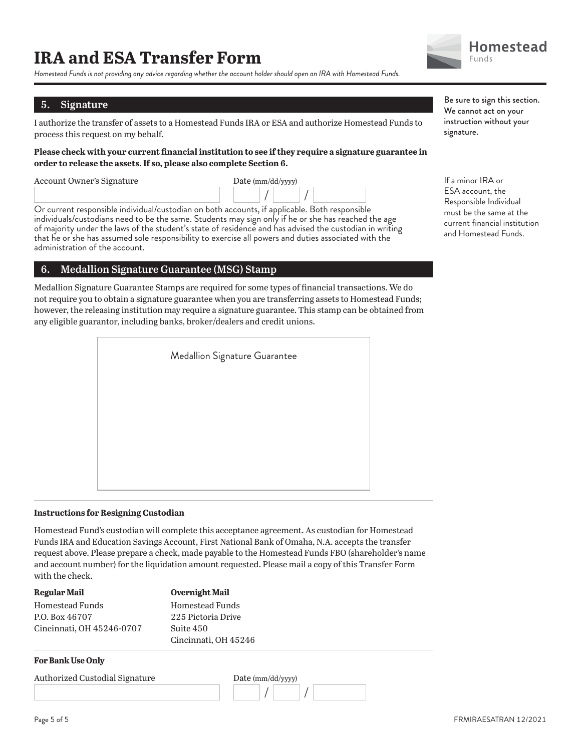# IRA and ESA Transfer Form

*Homestead Funds is not providing any advice regarding whether the account holder should open an IRA with Homestead Funds.*

## 5. Signature

Be sure to sign this section. We cannot act on your instruction without your signature.

I authorize the transfer of assets to a Homestead Funds IRA or ESA and authorize Homestead Funds to process this request on my behalf.

**Please check with your current financial institution to see if they require a signature guarantee in order to release the assets. If so, please also complete Section 6.**

Account Owner's Signature ______________________ Date (mm/dd/yyyy) ____ / ____ / ________

Or current responsible individual/custodian on both accounts, if applicable. Both responsible individuals/custodians need to be the same. Students may sign only if he or she has reached the age of majority under the laws of the student's state of residence and has advised the custodian in writing that he or she has assumed sole responsibility to exercise all powers and duties associated with the administration of the account.

If a minor IRA or ESA account, the Responsible Individual must be the same at the current financial institution and Homestead Funds.

## 6. Medallion Signature Guarantee (MSG) Stamp

Medallion Signature Guarantee Stamps are required for some types of financial transactions. We do not require you to obtain a signature guarantee when you are transferring assets to Homestead Funds; however, the releasing institution may require a signature guarantee. This stamp can be obtained from any eligible guarantor, including banks, broker/dealers and credit unions.

Medallion Signature Guarantee

**Instructions for Resigning Custodian**

Homestead Fund's custodian will complete this acceptance agreement. As custodian for Homestead Funds IRA and Education Savings Account, First National Bank of Omaha, N.A. accepts the transfer request above. Please prepare a check, made payable to the Homestead Funds FBO (shareholder's name and account number) for the liquidation amount requested. Please mail a copy of this Transfer Form with the check.

**Regular Mail**
Homestead Funds
P.O. Box 46707
Cincinnati, OH 45246-0707

**Overnight Mail**
Homestead Funds
225 Pictoria Drive
Suite 450
Cincinnati, OH 45246

**For Bank Use Only**

Authorized Custodial Signature ______________________ Date (mm/dd/yyyy) ____ / ____ / ________

FRMIRAESATRAN 12/2021